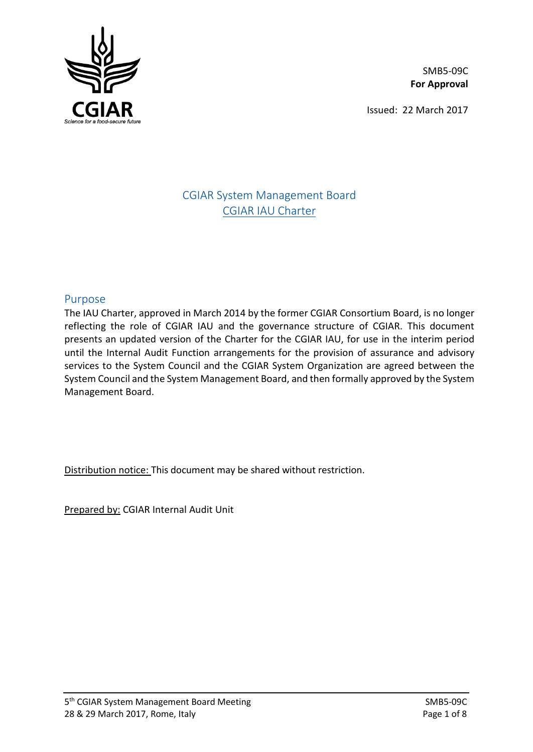SMB5-09C
**For Approval**

Issued: 22 March 2017

# CGIAR System Management Board

## CGIAR IAU Charter

## Purpose

The IAU Charter, approved in March 2014 by the former CGIAR Consortium Board, is no longer reflecting the role of CGIAR IAU and the governance structure of CGIAR. This document presents an updated version of the Charter for the CGIAR IAU, for use in the interim period until the Internal Audit Function arrangements for the provision of assurance and advisory services to the System Council and the CGIAR System Organization are agreed between the System Council and the System Management Board, and then formally approved by the System Management Board.

Distribution notice: This document may be shared without restriction.

Prepared by: CGIAR Internal Audit Unit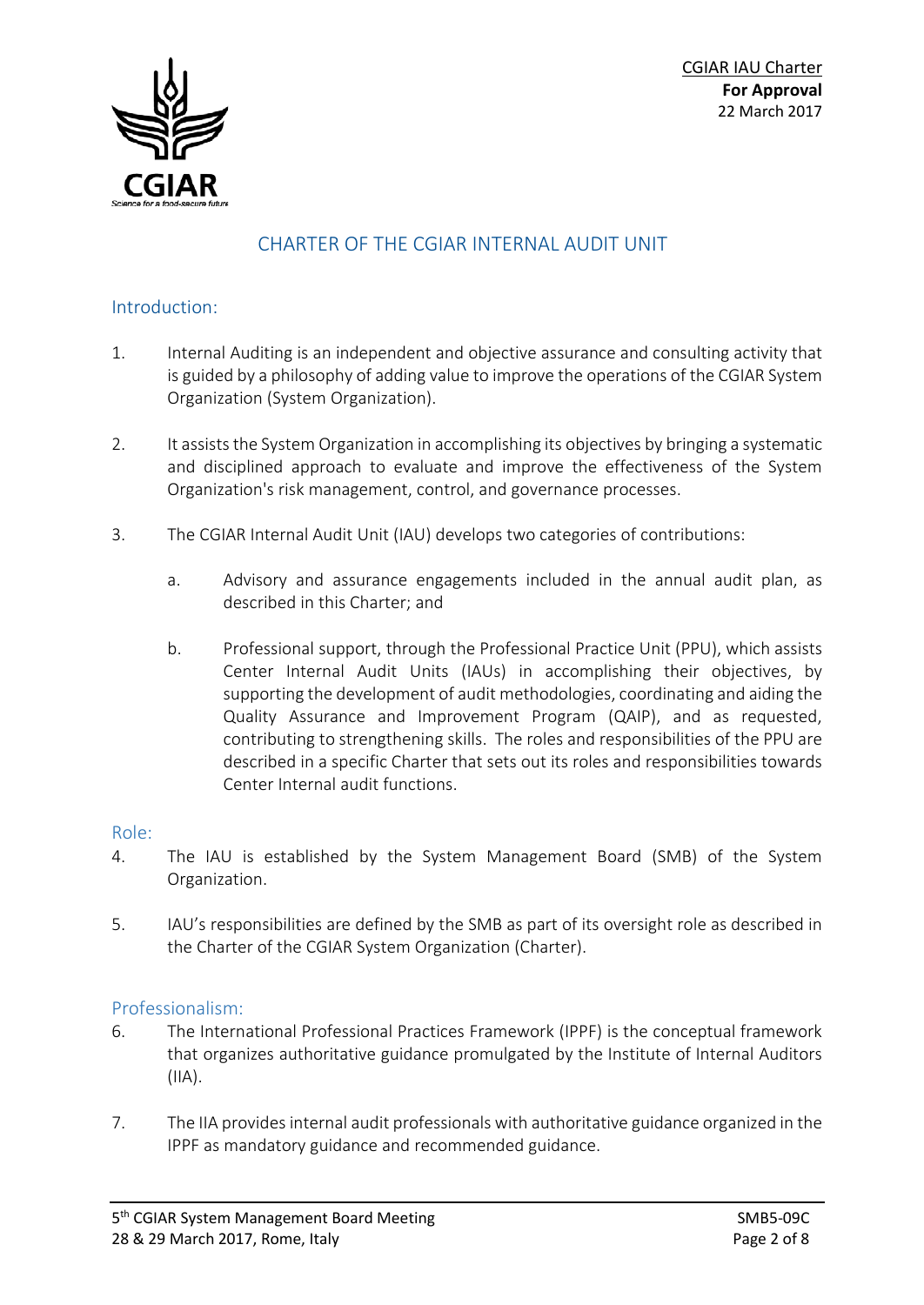# CHARTER OF THE CGIAR INTERNAL AUDIT UNIT

## Introduction:

1. Internal Auditing is an independent and objective assurance and consulting activity that is guided by a philosophy of adding value to improve the operations of the CGIAR System Organization (System Organization).

2. It assists the System Organization in accomplishing its objectives by bringing a systematic and disciplined approach to evaluate and improve the effectiveness of the System Organization's risk management, control, and governance processes.

3. The CGIAR Internal Audit Unit (IAU) develops two categories of contributions:

   a. Advisory and assurance engagements included in the annual audit plan, as described in this Charter; and

   b. Professional support, through the Professional Practice Unit (PPU), which assists Center Internal Audit Units (IAUs) in accomplishing their objectives, by supporting the development of audit methodologies, coordinating and aiding the Quality Assurance and Improvement Program (QAIP), and as requested, contributing to strengthening skills. The roles and responsibilities of the PPU are described in a specific Charter that sets out its roles and responsibilities towards Center Internal audit functions.

## Role:

4. The IAU is established by the System Management Board (SMB) of the System Organization.

5. IAU's responsibilities are defined by the SMB as part of its oversight role as described in the Charter of the CGIAR System Organization (Charter).

## Professionalism:

6. The International Professional Practices Framework (IPPF) is the conceptual framework that organizes authoritative guidance promulgated by the Institute of Internal Auditors (IIA).

7. The IIA provides internal audit professionals with authoritative guidance organized in the IPPF as mandatory guidance and recommended guidance.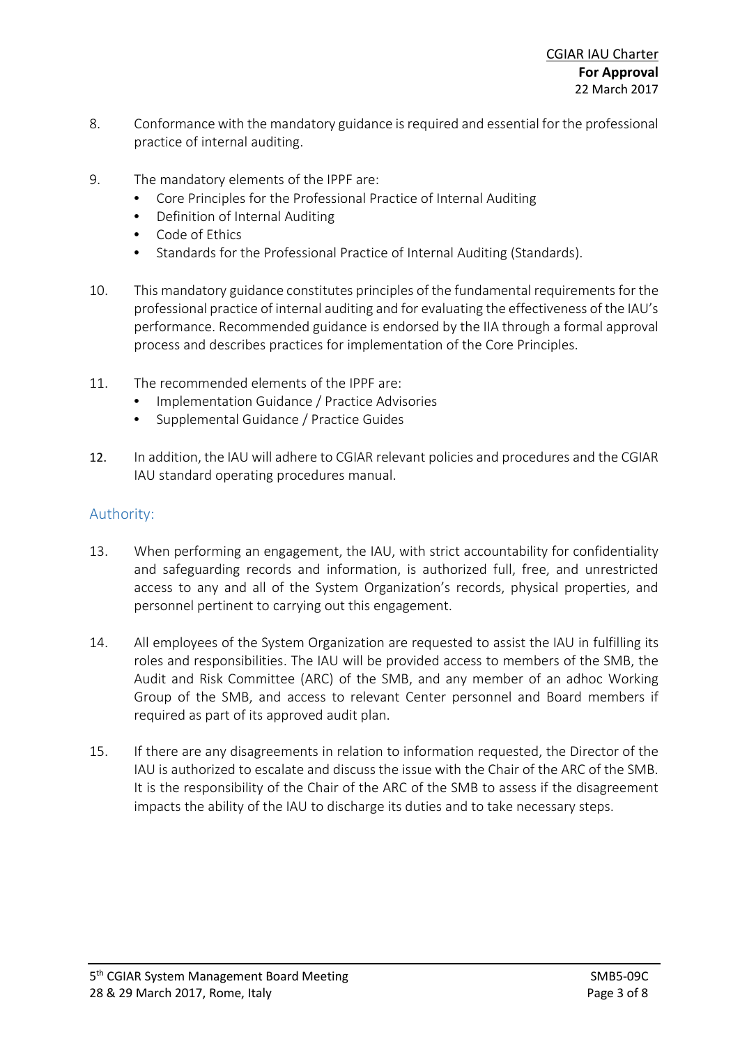8. Conformance with the mandatory guidance is required and essential for the professional practice of internal auditing.

9. The mandatory elements of the IPPF are:
   - Core Principles for the Professional Practice of Internal Auditing
   - Definition of Internal Auditing
   - Code of Ethics
   - Standards for the Professional Practice of Internal Auditing (Standards).

10. This mandatory guidance constitutes principles of the fundamental requirements for the professional practice of internal auditing and for evaluating the effectiveness of the IAU's performance. Recommended guidance is endorsed by the IIA through a formal approval process and describes practices for implementation of the Core Principles.

11. The recommended elements of the IPPF are:
    - Implementation Guidance / Practice Advisories
    - Supplemental Guidance / Practice Guides

12. In addition, the IAU will adhere to CGIAR relevant policies and procedures and the CGIAR IAU standard operating procedures manual.

## Authority:

13. When performing an engagement, the IAU, with strict accountability for confidentiality and safeguarding records and information, is authorized full, free, and unrestricted access to any and all of the System Organization's records, physical properties, and personnel pertinent to carrying out this engagement.

14. All employees of the System Organization are requested to assist the IAU in fulfilling its roles and responsibilities. The IAU will be provided access to members of the SMB, the Audit and Risk Committee (ARC) of the SMB, and any member of an adhoc Working Group of the SMB, and access to relevant Center personnel and Board members if required as part of its approved audit plan.

15. If there are any disagreements in relation to information requested, the Director of the IAU is authorized to escalate and discuss the issue with the Chair of the ARC of the SMB. It is the responsibility of the Chair of the ARC of the SMB to assess if the disagreement impacts the ability of the IAU to discharge its duties and to take necessary steps.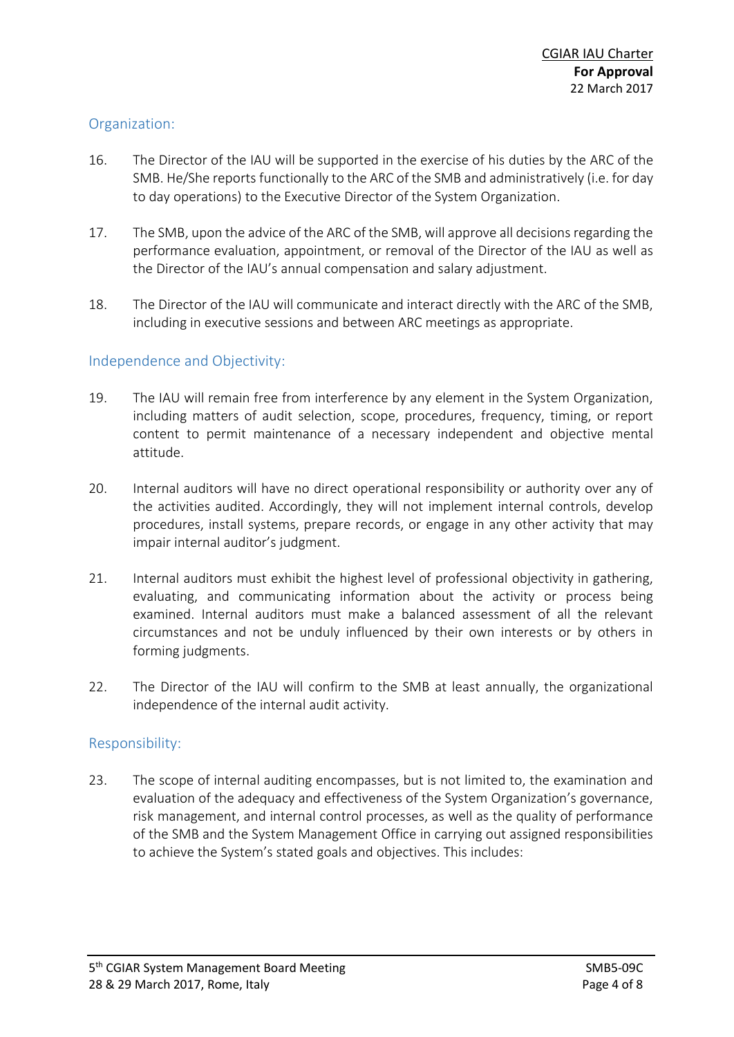## Organization:

16. The Director of the IAU will be supported in the exercise of his duties by the ARC of the SMB. He/She reports functionally to the ARC of the SMB and administratively (i.e. for day to day operations) to the Executive Director of the System Organization.

17. The SMB, upon the advice of the ARC of the SMB, will approve all decisions regarding the performance evaluation, appointment, or removal of the Director of the IAU as well as the Director of the IAU's annual compensation and salary adjustment.

18. The Director of the IAU will communicate and interact directly with the ARC of the SMB, including in executive sessions and between ARC meetings as appropriate.

## Independence and Objectivity:

19. The IAU will remain free from interference by any element in the System Organization, including matters of audit selection, scope, procedures, frequency, timing, or report content to permit maintenance of a necessary independent and objective mental attitude.

20. Internal auditors will have no direct operational responsibility or authority over any of the activities audited. Accordingly, they will not implement internal controls, develop procedures, install systems, prepare records, or engage in any other activity that may impair internal auditor's judgment.

21. Internal auditors must exhibit the highest level of professional objectivity in gathering, evaluating, and communicating information about the activity or process being examined. Internal auditors must make a balanced assessment of all the relevant circumstances and not be unduly influenced by their own interests or by others in forming judgments.

22. The Director of the IAU will confirm to the SMB at least annually, the organizational independence of the internal audit activity.

## Responsibility:

23. The scope of internal auditing encompasses, but is not limited to, the examination and evaluation of the adequacy and effectiveness of the System Organization's governance, risk management, and internal control processes, as well as the quality of performance of the SMB and the System Management Office in carrying out assigned responsibilities to achieve the System's stated goals and objectives. This includes: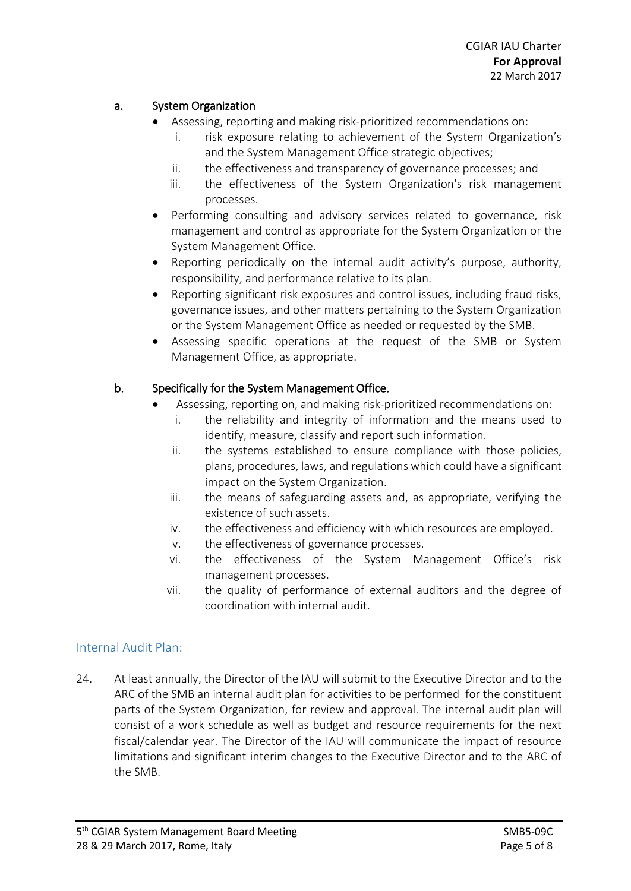a. **System Organization**

- Assessing, reporting and making risk-prioritized recommendations on:
  - i. risk exposure relating to achievement of the System Organization's and the System Management Office strategic objectives;
  - ii. the effectiveness and transparency of governance processes; and
  - iii. the effectiveness of the System Organization's risk management processes.
- Performing consulting and advisory services related to governance, risk management and control as appropriate for the System Organization or the System Management Office.
- Reporting periodically on the internal audit activity's purpose, authority, responsibility, and performance relative to its plan.
- Reporting significant risk exposures and control issues, including fraud risks, governance issues, and other matters pertaining to the System Organization or the System Management Office as needed or requested by the SMB.
- Assessing specific operations at the request of the SMB or System Management Office, as appropriate.

b. **Specifically for the System Management Office.**

- Assessing, reporting on, and making risk-prioritized recommendations on:
  - i. the reliability and integrity of information and the means used to identify, measure, classify and report such information.
  - ii. the systems established to ensure compliance with those policies, plans, procedures, laws, and regulations which could have a significant impact on the System Organization.
  - iii. the means of safeguarding assets and, as appropriate, verifying the existence of such assets.
  - iv. the effectiveness and efficiency with which resources are employed.
  - v. the effectiveness of governance processes.
  - vi. the effectiveness of the System Management Office's risk management processes.
  - vii. the quality of performance of external auditors and the degree of coordination with internal audit.

## Internal Audit Plan:

24. At least annually, the Director of the IAU will submit to the Executive Director and to the ARC of the SMB an internal audit plan for activities to be performed for the constituent parts of the System Organization, for review and approval. The internal audit plan will consist of a work schedule as well as budget and resource requirements for the next fiscal/calendar year. The Director of the IAU will communicate the impact of resource limitations and significant interim changes to the Executive Director and to the ARC of the SMB.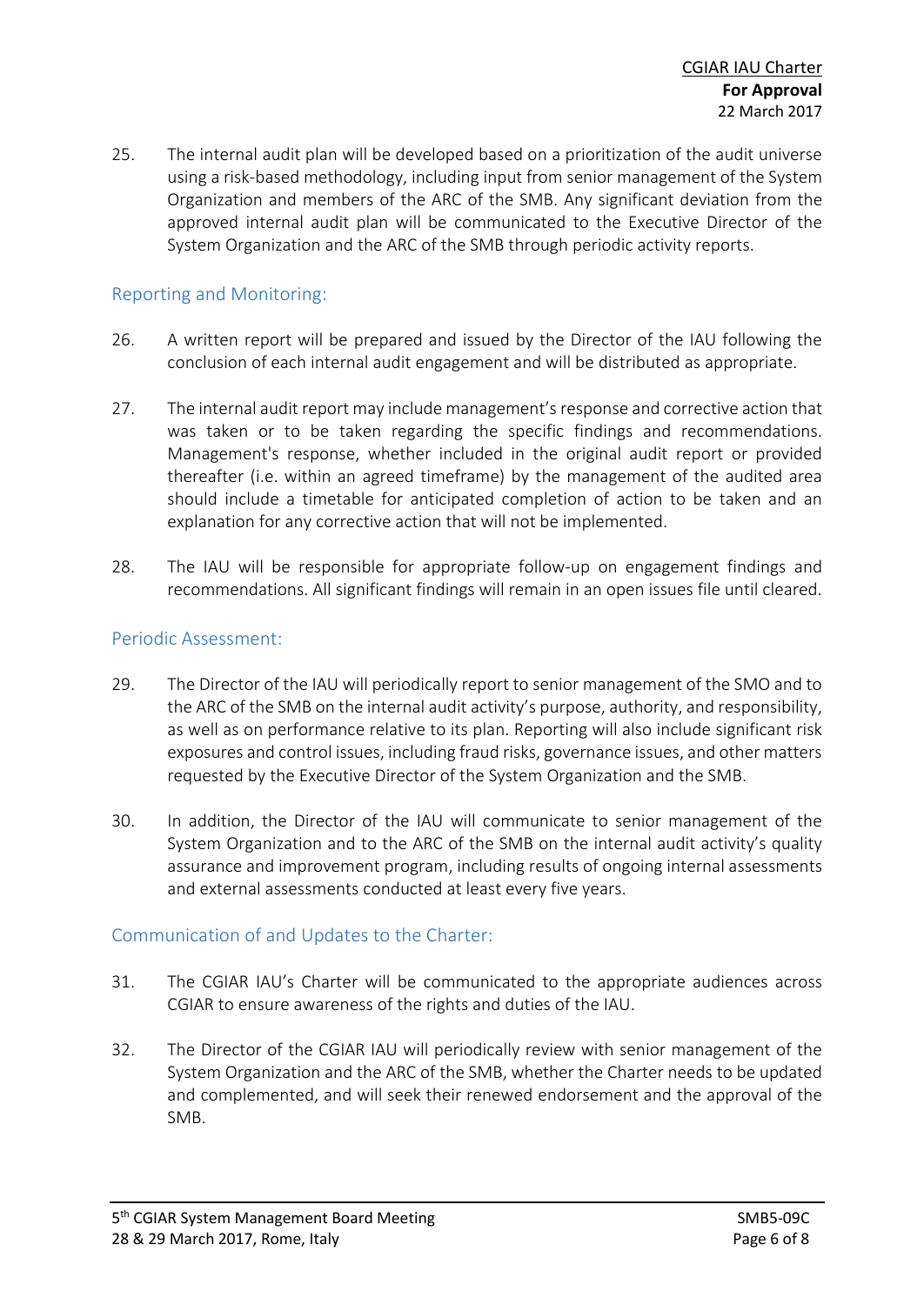25. The internal audit plan will be developed based on a prioritization of the audit universe using a risk-based methodology, including input from senior management of the System Organization and members of the ARC of the SMB. Any significant deviation from the approved internal audit plan will be communicated to the Executive Director of the System Organization and the ARC of the SMB through periodic activity reports.

### Reporting and Monitoring:

26. A written report will be prepared and issued by the Director of the IAU following the conclusion of each internal audit engagement and will be distributed as appropriate.

27. The internal audit report may include management's response and corrective action that was taken or to be taken regarding the specific findings and recommendations. Management's response, whether included in the original audit report or provided thereafter (i.e. within an agreed timeframe) by the management of the audited area should include a timetable for anticipated completion of action to be taken and an explanation for any corrective action that will not be implemented.

28. The IAU will be responsible for appropriate follow-up on engagement findings and recommendations. All significant findings will remain in an open issues file until cleared.

### Periodic Assessment:

29. The Director of the IAU will periodically report to senior management of the SMO and to the ARC of the SMB on the internal audit activity's purpose, authority, and responsibility, as well as on performance relative to its plan. Reporting will also include significant risk exposures and control issues, including fraud risks, governance issues, and other matters requested by the Executive Director of the System Organization and the SMB.

30. In addition, the Director of the IAU will communicate to senior management of the System Organization and to the ARC of the SMB on the internal audit activity's quality assurance and improvement program, including results of ongoing internal assessments and external assessments conducted at least every five years.

### Communication of and Updates to the Charter:

31. The CGIAR IAU's Charter will be communicated to the appropriate audiences across CGIAR to ensure awareness of the rights and duties of the IAU.

32. The Director of the CGIAR IAU will periodically review with senior management of the System Organization and the ARC of the SMB, whether the Charter needs to be updated and complemented, and will seek their renewed endorsement and the approval of the SMB.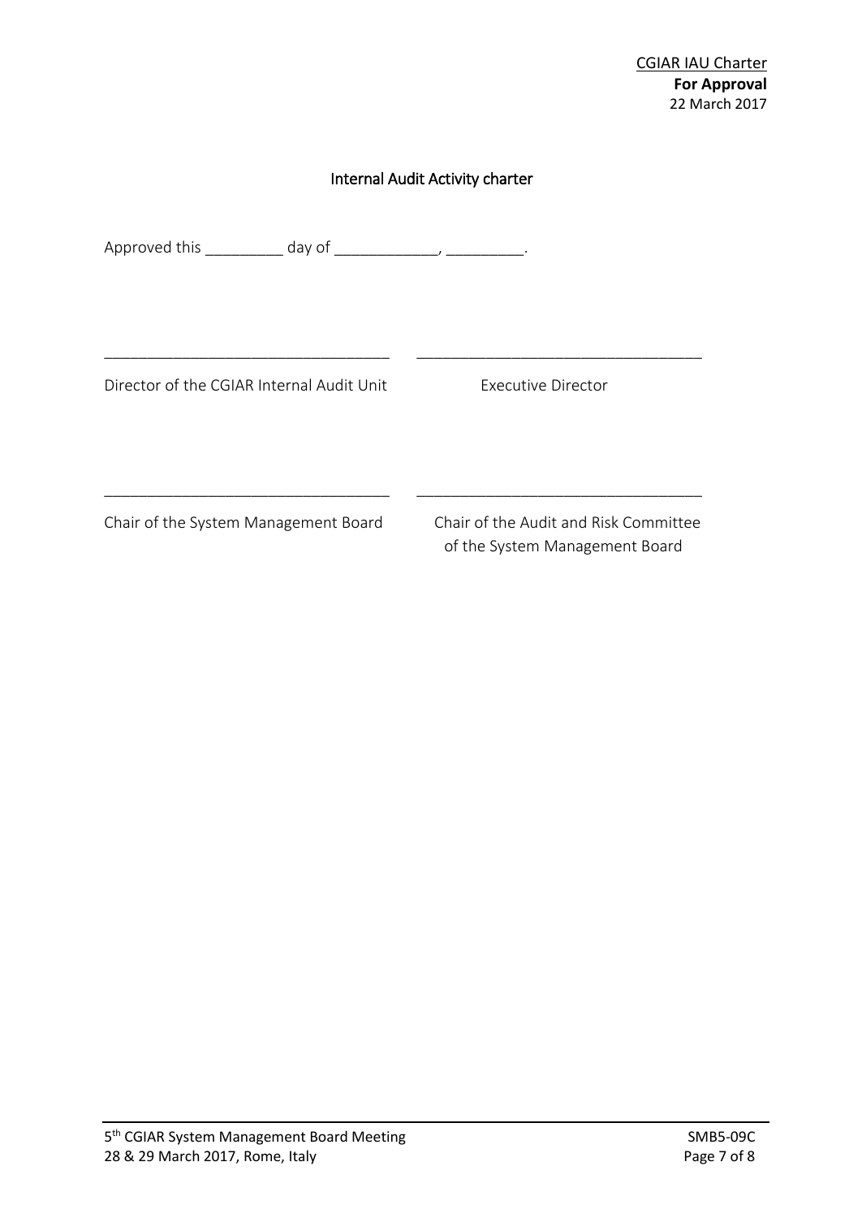## Internal Audit Activity charter

Approved this _________ day of ____________, _________.

| _________________________________ | _________________________________ |
| --- | --- |
| Director of the CGIAR Internal Audit Unit | Executive Director |
| | |
| _________________________________ | _________________________________ |
| Chair of the System Management Board | Chair of the Audit and Risk Committee of the System Management Board |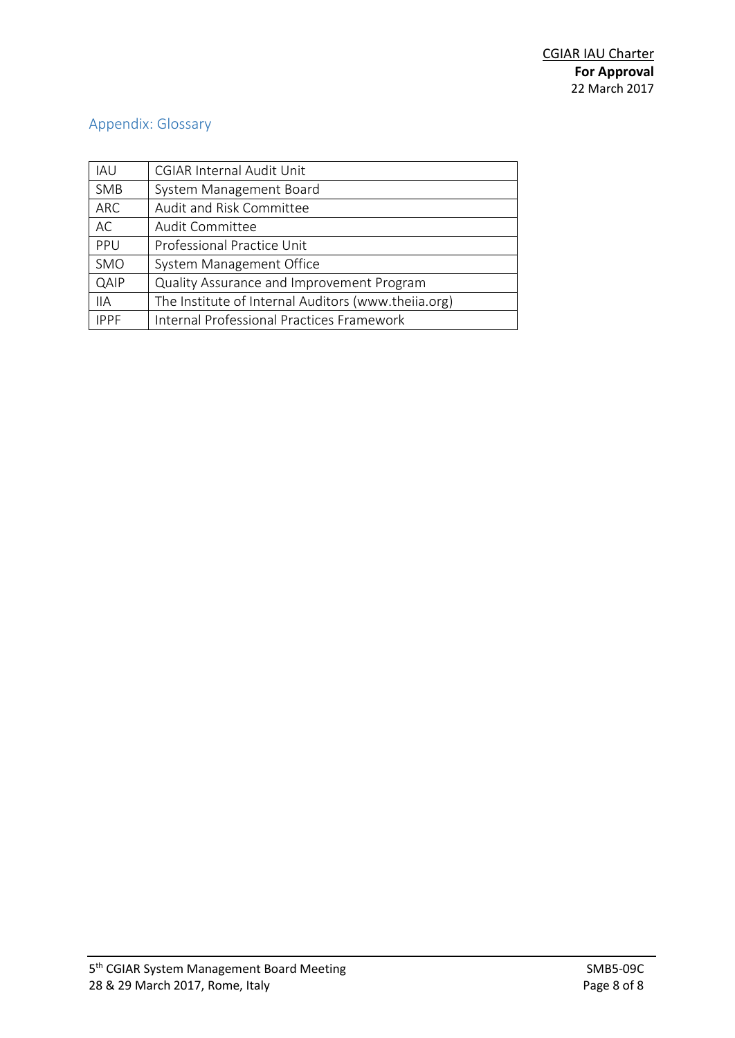## Appendix: Glossary

| | |
|---|---|
| IAU | CGIAR Internal Audit Unit |
| SMB | System Management Board |
| ARC | Audit and Risk Committee |
| AC | Audit Committee |
| PPU | Professional Practice Unit |
| SMO | System Management Office |
| QAIP | Quality Assurance and Improvement Program |
| IIA | The Institute of Internal Auditors (www.theiia.org) |
| IPPF | Internal Professional Practices Framework |